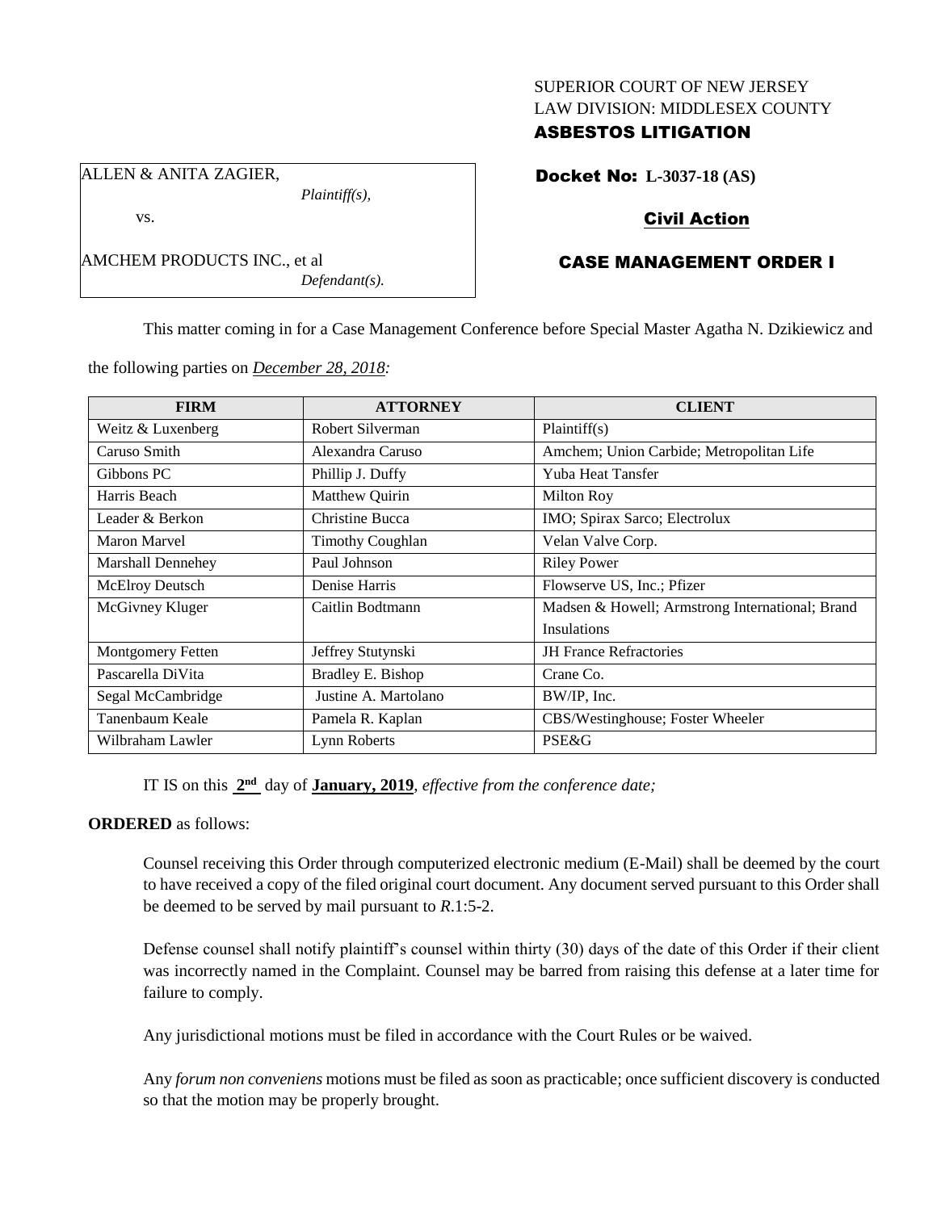SUPERIOR COURT OF NEW JERSEY
LAW DIVISION: MIDDLESEX COUNTY
**ASBESTOS LITIGATION**

ALLEN & ANITA ZAGIER,
*Plaintiff(s),*

vs.

AMCHEM PRODUCTS INC., et al
*Defendant(s).*

**Docket No: L-3037-18 (AS)**

**Civil Action**

**CASE MANAGEMENT ORDER I**

This matter coming in for a Case Management Conference before Special Master Agatha N. Dzikiewicz and the following parties on *December 28, 2018:*

| FIRM | ATTORNEY | CLIENT |
|---|---|---|
| Weitz & Luxenberg | Robert Silverman | Plaintiff(s) |
| Caruso Smith | Alexandra Caruso | Amchem; Union Carbide; Metropolitan Life |
| Gibbons PC | Phillip J. Duffy | Yuba Heat Tansfer |
| Harris Beach | Matthew Quirin | Milton Roy |
| Leader & Berkon | Christine Bucca | IMO; Spirax Sarco; Electrolux |
| Maron Marvel | Timothy Coughlan | Velan Valve Corp. |
| Marshall Dennehey | Paul Johnson | Riley Power |
| McElroy Deutsch | Denise Harris | Flowserve US, Inc.; Pfizer |
| McGivney Kluger | Caitlin Bodtmann | Madsen & Howell; Armstrong International; Brand Insulations |
| Montgomery Fetten | Jeffrey Stutynski | JH France Refractories |
| Pascarella DiVita | Bradley E. Bishop | Crane Co. |
| Segal McCambridge | Justine A. Martolano | BW/IP, Inc. |
| Tanenbaum Keale | Pamela R. Kaplan | CBS/Westinghouse; Foster Wheeler |
| Wilbraham Lawler | Lynn Roberts | PSE&G |

IT IS on this **2nd** day of **January, 2019**, *effective from the conference date;*

**ORDERED** as follows:

Counsel receiving this Order through computerized electronic medium (E-Mail) shall be deemed by the court to have received a copy of the filed original court document. Any document served pursuant to this Order shall be deemed to be served by mail pursuant to *R*.1:5-2.

Defense counsel shall notify plaintiff's counsel within thirty (30) days of the date of this Order if their client was incorrectly named in the Complaint. Counsel may be barred from raising this defense at a later time for failure to comply.

Any jurisdictional motions must be filed in accordance with the Court Rules or be waived.

Any *forum non conveniens* motions must be filed as soon as practicable; once sufficient discovery is conducted so that the motion may be properly brought.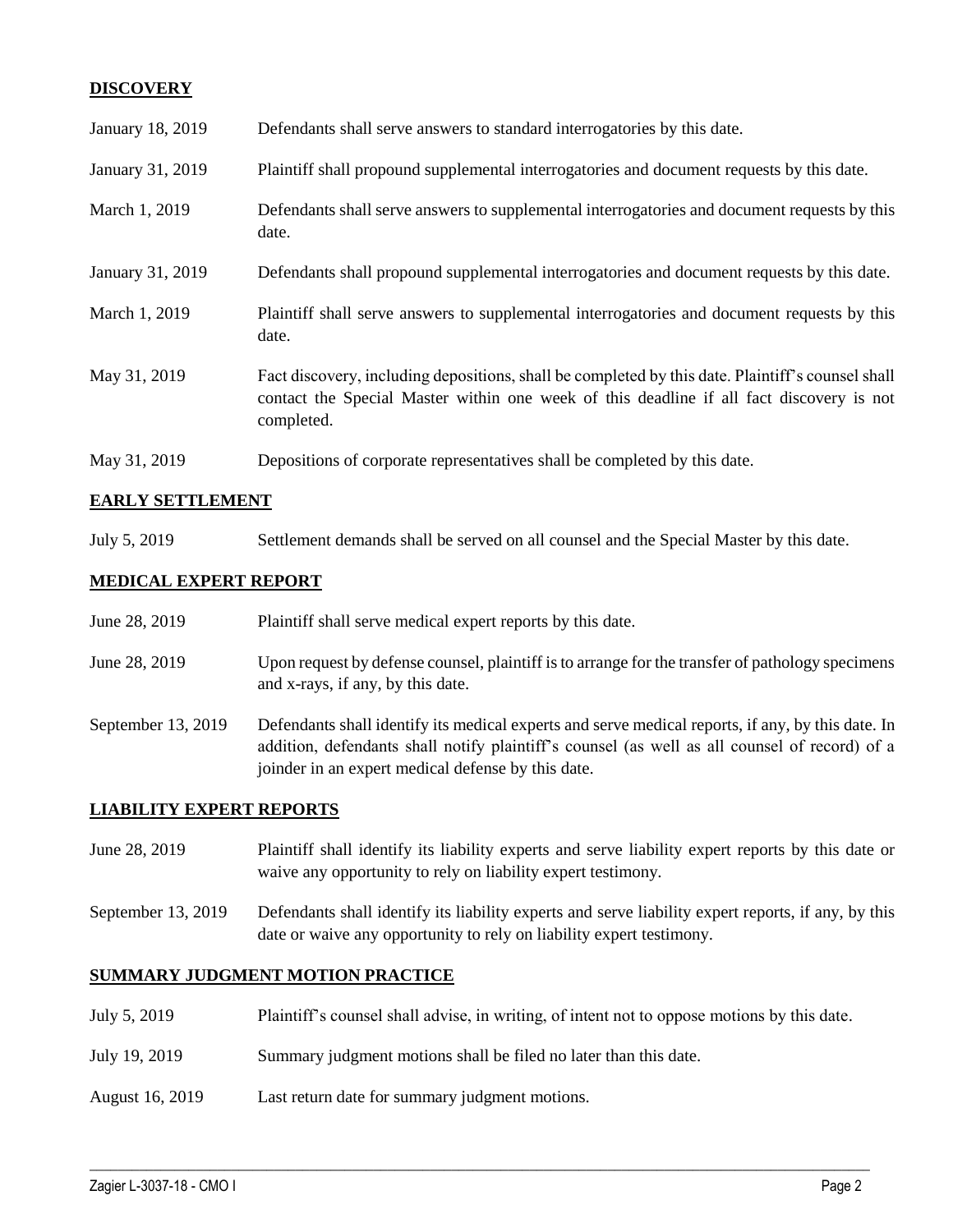## DISCOVERY

| | |
|---|---|
| January 18, 2019 | Defendants shall serve answers to standard interrogatories by this date. |
| January 31, 2019 | Plaintiff shall propound supplemental interrogatories and document requests by this date. |
| March 1, 2019 | Defendants shall serve answers to supplemental interrogatories and document requests by this date. |
| January 31, 2019 | Defendants shall propound supplemental interrogatories and document requests by this date. |
| March 1, 2019 | Plaintiff shall serve answers to supplemental interrogatories and document requests by this date. |
| May 31, 2019 | Fact discovery, including depositions, shall be completed by this date. Plaintiff's counsel shall contact the Special Master within one week of this deadline if all fact discovery is not completed. |
| May 31, 2019 | Depositions of corporate representatives shall be completed by this date. |

## EARLY SETTLEMENT

| | |
|---|---|
| July 5, 2019 | Settlement demands shall be served on all counsel and the Special Master by this date. |

## MEDICAL EXPERT REPORT

| | |
|---|---|
| June 28, 2019 | Plaintiff shall serve medical expert reports by this date. |
| June 28, 2019 | Upon request by defense counsel, plaintiff is to arrange for the transfer of pathology specimens and x-rays, if any, by this date. |
| September 13, 2019 | Defendants shall identify its medical experts and serve medical reports, if any, by this date. In addition, defendants shall notify plaintiff's counsel (as well as all counsel of record) of a joinder in an expert medical defense by this date. |

## LIABILITY EXPERT REPORTS

| | |
|---|---|
| June 28, 2019 | Plaintiff shall identify its liability experts and serve liability expert reports by this date or waive any opportunity to rely on liability expert testimony. |
| September 13, 2019 | Defendants shall identify its liability experts and serve liability expert reports, if any, by this date or waive any opportunity to rely on liability expert testimony. |

## SUMMARY JUDGMENT MOTION PRACTICE

| | |
|---|---|
| July 5, 2019 | Plaintiff's counsel shall advise, in writing, of intent not to oppose motions by this date. |
| July 19, 2019 | Summary judgment motions shall be filed no later than this date. |
| August 16, 2019 | Last return date for summary judgment motions. |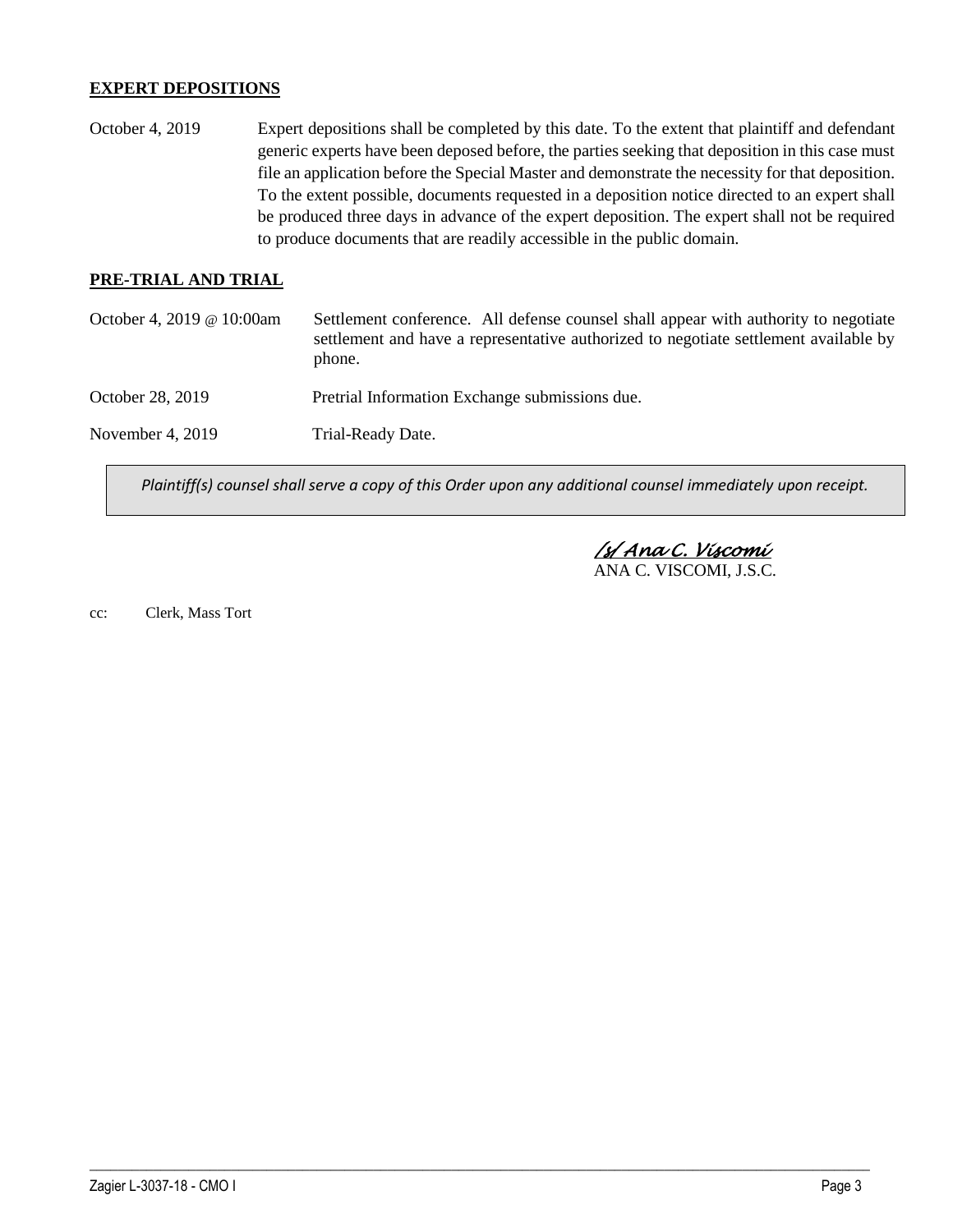**EXPERT DEPOSITIONS**

| | |
|---|---|
| October 4, 2019 | Expert depositions shall be completed by this date. To the extent that plaintiff and defendant generic experts have been deposed before, the parties seeking that deposition in this case must file an application before the Special Master and demonstrate the necessity for that deposition. To the extent possible, documents requested in a deposition notice directed to an expert shall be produced three days in advance of the expert deposition. The expert shall not be required to produce documents that are readily accessible in the public domain. |

**PRE-TRIAL AND TRIAL**

| | |
|---|---|
| October 4, 2019 @ 10:00am | Settlement conference. All defense counsel shall appear with authority to negotiate settlement and have a representative authorized to negotiate settlement available by phone. |
| October 28, 2019 | Pretrial Information Exchange submissions due. |
| November 4, 2019 | Trial-Ready Date. |

*Plaintiff(s) counsel shall serve a copy of this Order upon any additional counsel immediately upon receipt.*

/s/ Ana C. Viscomi
ANA C. VISCOMI, J.S.C.

cc: Clerk, Mass Tort